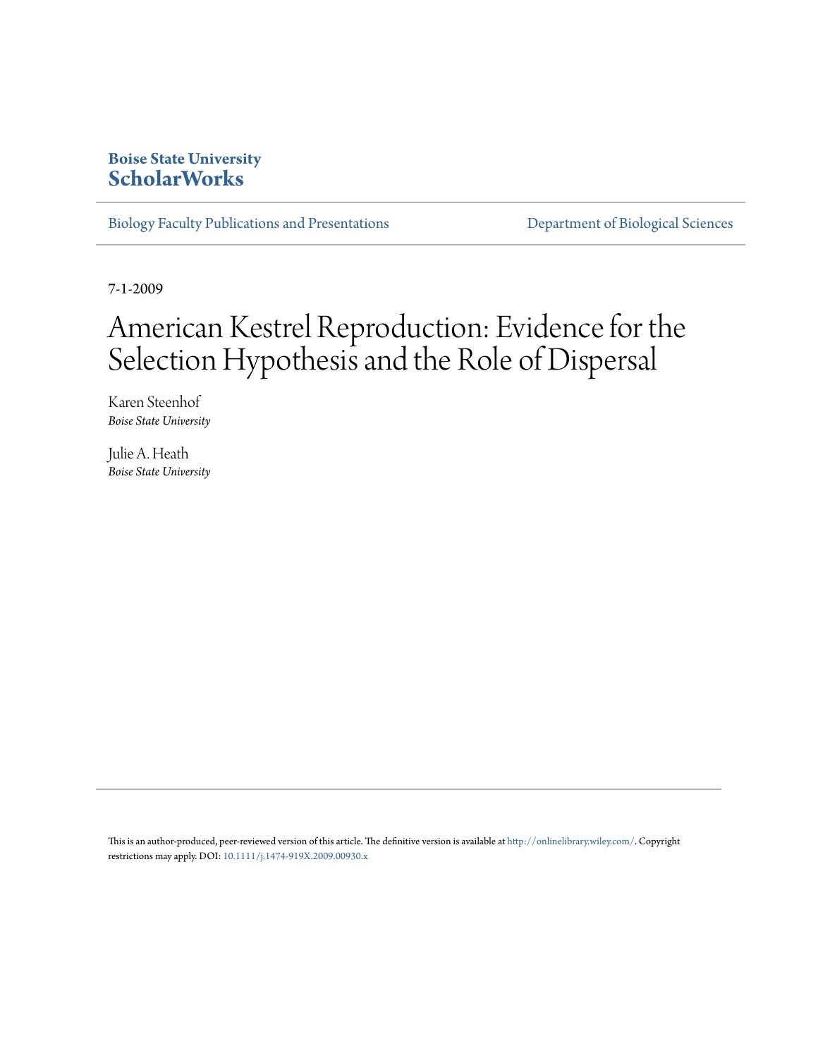**Boise State University**
**ScholarWorks**

Biology Faculty Publications and Presentations | Department of Biological Sciences

7-1-2009

# American Kestrel Reproduction: Evidence for the Selection Hypothesis and the Role of Dispersal

Karen Steenhof
*Boise State University*

Julie A. Heath
*Boise State University*

This is an author-produced, peer-reviewed version of this article. The definitive version is available at http://onlinelibrary.wiley.com/. Copyright restrictions may apply. DOI: 10.1111/j.1474-919X.2009.00930.x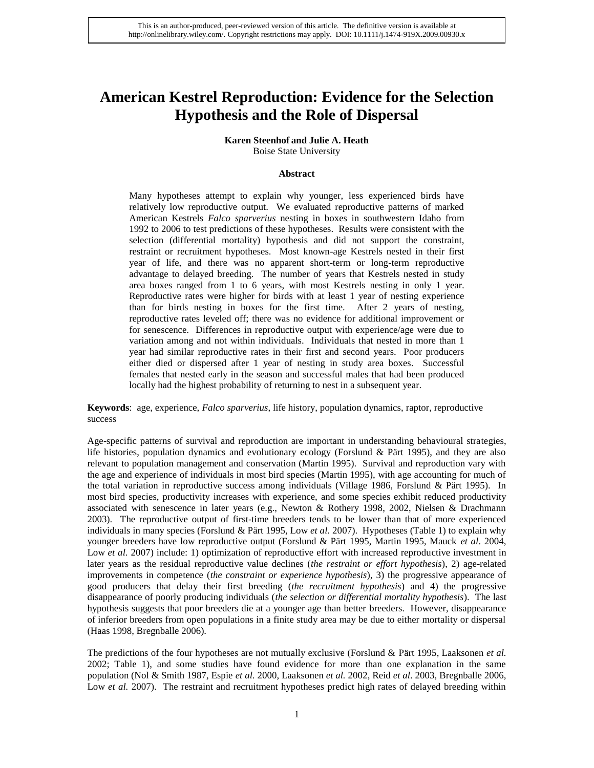This is an author-produced, peer-reviewed version of this article. The definitive version is available at http://onlinelibrary.wiley.com/. Copyright restrictions may apply. DOI: 10.1111/j.1474-919X.2009.00930.x

# American Kestrel Reproduction: Evidence for the Selection Hypothesis and the Role of Dispersal

**Karen Steenhof and Julie A. Heath**
Boise State University

### Abstract

Many hypotheses attempt to explain why younger, less experienced birds have relatively low reproductive output. We evaluated reproductive patterns of marked American Kestrels *Falco sparverius* nesting in boxes in southwestern Idaho from 1992 to 2006 to test predictions of these hypotheses. Results were consistent with the selection (differential mortality) hypothesis and did not support the constraint, restraint or recruitment hypotheses. Most known-age Kestrels nested in their first year of life, and there was no apparent short-term or long-term reproductive advantage to delayed breeding. The number of years that Kestrels nested in study area boxes ranged from 1 to 6 years, with most Kestrels nesting in only 1 year. Reproductive rates were higher for birds with at least 1 year of nesting experience than for birds nesting in boxes for the first time. After 2 years of nesting, reproductive rates leveled off; there was no evidence for additional improvement or for senescence. Differences in reproductive output with experience/age were due to variation among and not within individuals. Individuals that nested in more than 1 year had similar reproductive rates in their first and second years. Poor producers either died or dispersed after 1 year of nesting in study area boxes. Successful females that nested early in the season and successful males that had been produced locally had the highest probability of returning to nest in a subsequent year.

**Keywords**: age, experience, *Falco sparverius*, life history, population dynamics, raptor, reproductive success

Age-specific patterns of survival and reproduction are important in understanding behavioural strategies, life histories, population dynamics and evolutionary ecology (Forslund & Pärt 1995), and they are also relevant to population management and conservation (Martin 1995). Survival and reproduction vary with the age and experience of individuals in most bird species (Martin 1995), with age accounting for much of the total variation in reproductive success among individuals (Village 1986, Forslund & Pärt 1995). In most bird species, productivity increases with experience, and some species exhibit reduced productivity associated with senescence in later years (e.g., Newton & Rothery 1998, 2002, Nielsen & Drachmann 2003). The reproductive output of first-time breeders tends to be lower than that of more experienced individuals in many species (Forslund & Pärt 1995, Low *et al.* 2007). Hypotheses (Table 1) to explain why younger breeders have low reproductive output (Forslund & Pärt 1995, Martin 1995, Mauck *et al*. 2004, Low *et al.* 2007) include: 1) optimization of reproductive effort with increased reproductive investment in later years as the residual reproductive value declines (*the restraint or effort hypothesis*), 2) age-related improvements in competence (*the constraint or experience hypothesis*), 3) the progressive appearance of good producers that delay their first breeding (*the recruitment hypothesis*) and 4) the progressive disappearance of poorly producing individuals (*the selection or differential mortality hypothesis*). The last hypothesis suggests that poor breeders die at a younger age than better breeders. However, disappearance of inferior breeders from open populations in a finite study area may be due to either mortality or dispersal (Haas 1998, Bregnballe 2006).

The predictions of the four hypotheses are not mutually exclusive (Forslund & Pärt 1995, Laaksonen *et al.* 2002; Table 1), and some studies have found evidence for more than one explanation in the same population (Nol & Smith 1987, Espie *et al.* 2000, Laaksonen *et al.* 2002, Reid *et al*. 2003, Bregnballe 2006, Low *et al.* 2007). The restraint and recruitment hypotheses predict high rates of delayed breeding within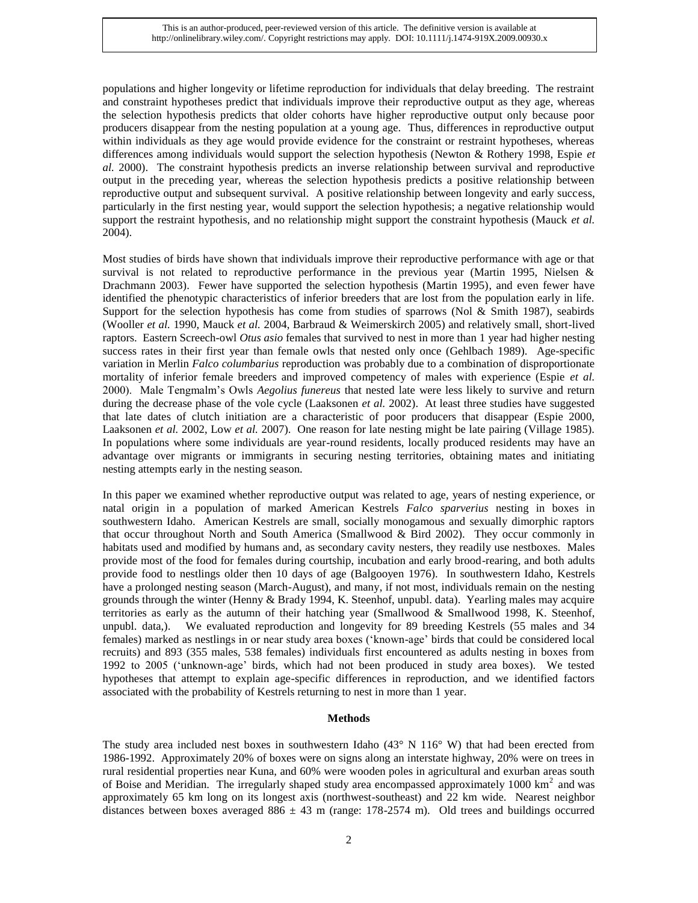populations and higher longevity or lifetime reproduction for individuals that delay breeding. The restraint and constraint hypotheses predict that individuals improve their reproductive output as they age, whereas the selection hypothesis predicts that older cohorts have higher reproductive output only because poor producers disappear from the nesting population at a young age. Thus, differences in reproductive output within individuals as they age would provide evidence for the constraint or restraint hypotheses, whereas differences among individuals would support the selection hypothesis (Newton & Rothery 1998, Espie *et al.* 2000). The constraint hypothesis predicts an inverse relationship between survival and reproductive output in the preceding year, whereas the selection hypothesis predicts a positive relationship between reproductive output and subsequent survival. A positive relationship between longevity and early success, particularly in the first nesting year, would support the selection hypothesis; a negative relationship would support the restraint hypothesis, and no relationship might support the constraint hypothesis (Mauck *et al.* 2004).

Most studies of birds have shown that individuals improve their reproductive performance with age or that survival is not related to reproductive performance in the previous year (Martin 1995, Nielsen & Drachmann 2003). Fewer have supported the selection hypothesis (Martin 1995), and even fewer have identified the phenotypic characteristics of inferior breeders that are lost from the population early in life. Support for the selection hypothesis has come from studies of sparrows (Nol & Smith 1987), seabirds (Wooller *et al.* 1990, Mauck *et al.* 2004, Barbraud & Weimerskirch 2005) and relatively small, short-lived raptors. Eastern Screech-owl *Otus asio* females that survived to nest in more than 1 year had higher nesting success rates in their first year than female owls that nested only once (Gehlbach 1989). Age-specific variation in Merlin *Falco columbarius* reproduction was probably due to a combination of disproportionate mortality of inferior female breeders and improved competency of males with experience (Espie *et al.* 2000). Male Tengmalm's Owls *Aegolius funereus* that nested late were less likely to survive and return during the decrease phase of the vole cycle (Laaksonen *et al.* 2002). At least three studies have suggested that late dates of clutch initiation are a characteristic of poor producers that disappear (Espie 2000, Laaksonen *et al.* 2002, Low *et al.* 2007). One reason for late nesting might be late pairing (Village 1985). In populations where some individuals are year-round residents, locally produced residents may have an advantage over migrants or immigrants in securing nesting territories, obtaining mates and initiating nesting attempts early in the nesting season.

In this paper we examined whether reproductive output was related to age, years of nesting experience, or natal origin in a population of marked American Kestrels *Falco sparverius* nesting in boxes in southwestern Idaho. American Kestrels are small, socially monogamous and sexually dimorphic raptors that occur throughout North and South America (Smallwood & Bird 2002). They occur commonly in habitats used and modified by humans and, as secondary cavity nesters, they readily use nestboxes. Males provide most of the food for females during courtship, incubation and early brood-rearing, and both adults provide food to nestlings older then 10 days of age (Balgooyen 1976). In southwestern Idaho, Kestrels have a prolonged nesting season (March-August), and many, if not most, individuals remain on the nesting grounds through the winter (Henny & Brady 1994, K. Steenhof, unpubl. data). Yearling males may acquire territories as early as the autumn of their hatching year (Smallwood & Smallwood 1998, K. Steenhof, unpubl. data,). We evaluated reproduction and longevity for 89 breeding Kestrels (55 males and 34 females) marked as nestlings in or near study area boxes ('known-age' birds that could be considered local recruits) and 893 (355 males, 538 females) individuals first encountered as adults nesting in boxes from 1992 to 2005 ('unknown-age' birds, which had not been produced in study area boxes). We tested hypotheses that attempt to explain age-specific differences in reproduction, and we identified factors associated with the probability of Kestrels returning to nest in more than 1 year.

## Methods

The study area included nest boxes in southwestern Idaho (43° N 116° W) that had been erected from 1986-1992. Approximately 20% of boxes were on signs along an interstate highway, 20% were on trees in rural residential properties near Kuna, and 60% were wooden poles in agricultural and exurban areas south of Boise and Meridian. The irregularly shaped study area encompassed approximately 1000 km$^2$ and was approximately 65 km long on its longest axis (northwest-southeast) and 22 km wide. Nearest neighbor distances between boxes averaged 886 ± 43 m (range: 178-2574 m). Old trees and buildings occurred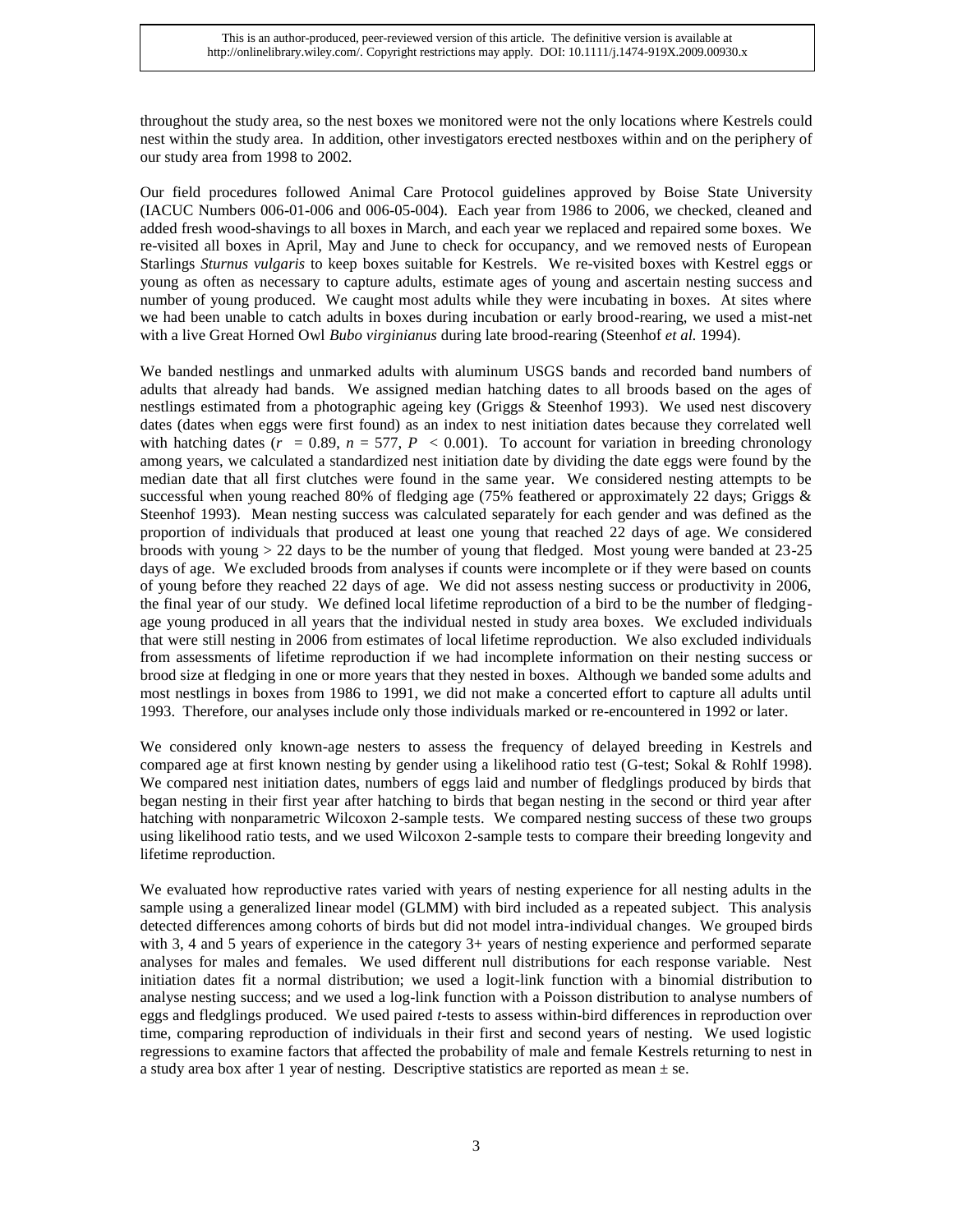throughout the study area, so the nest boxes we monitored were not the only locations where Kestrels could nest within the study area. In addition, other investigators erected nestboxes within and on the periphery of our study area from 1998 to 2002.

Our field procedures followed Animal Care Protocol guidelines approved by Boise State University (IACUC Numbers 006-01-006 and 006-05-004). Each year from 1986 to 2006, we checked, cleaned and added fresh wood-shavings to all boxes in March, and each year we replaced and repaired some boxes. We re-visited all boxes in April, May and June to check for occupancy, and we removed nests of European Starlings *Sturnus vulgaris* to keep boxes suitable for Kestrels. We re-visited boxes with Kestrel eggs or young as often as necessary to capture adults, estimate ages of young and ascertain nesting success and number of young produced. We caught most adults while they were incubating in boxes. At sites where we had been unable to catch adults in boxes during incubation or early brood-rearing, we used a mist-net with a live Great Horned Owl *Bubo virginianus* during late brood-rearing (Steenhof *et al.* 1994).

We banded nestlings and unmarked adults with aluminum USGS bands and recorded band numbers of adults that already had bands. We assigned median hatching dates to all broods based on the ages of nestlings estimated from a photographic ageing key (Griggs & Steenhof 1993). We used nest discovery dates (dates when eggs were first found) as an index to nest initiation dates because they correlated well with hatching dates ($r = 0.89$, $n = 577$, $P < 0.001$). To account for variation in breeding chronology among years, we calculated a standardized nest initiation date by dividing the date eggs were found by the median date that all first clutches were found in the same year. We considered nesting attempts to be successful when young reached 80% of fledging age (75% feathered or approximately 22 days; Griggs & Steenhof 1993). Mean nesting success was calculated separately for each gender and was defined as the proportion of individuals that produced at least one young that reached 22 days of age. We considered broods with young > 22 days to be the number of young that fledged. Most young were banded at 23-25 days of age. We excluded broods from analyses if counts were incomplete or if they were based on counts of young before they reached 22 days of age. We did not assess nesting success or productivity in 2006, the final year of our study. We defined local lifetime reproduction of a bird to be the number of fledging-age young produced in all years that the individual nested in study area boxes. We excluded individuals that were still nesting in 2006 from estimates of local lifetime reproduction. We also excluded individuals from assessments of lifetime reproduction if we had incomplete information on their nesting success or brood size at fledging in one or more years that they nested in boxes. Although we banded some adults and most nestlings in boxes from 1986 to 1991, we did not make a concerted effort to capture all adults until 1993. Therefore, our analyses include only those individuals marked or re-encountered in 1992 or later.

We considered only known-age nesters to assess the frequency of delayed breeding in Kestrels and compared age at first known nesting by gender using a likelihood ratio test (G-test; Sokal & Rohlf 1998). We compared nest initiation dates, numbers of eggs laid and number of fledglings produced by birds that began nesting in their first year after hatching to birds that began nesting in the second or third year after hatching with nonparametric Wilcoxon 2-sample tests. We compared nesting success of these two groups using likelihood ratio tests, and we used Wilcoxon 2-sample tests to compare their breeding longevity and lifetime reproduction.

We evaluated how reproductive rates varied with years of nesting experience for all nesting adults in the sample using a generalized linear model (GLMM) with bird included as a repeated subject. This analysis detected differences among cohorts of birds but did not model intra-individual changes. We grouped birds with 3, 4 and 5 years of experience in the category 3+ years of nesting experience and performed separate analyses for males and females. We used different null distributions for each response variable. Nest initiation dates fit a normal distribution; we used a logit-link function with a binomial distribution to analyse nesting success; and we used a log-link function with a Poisson distribution to analyse numbers of eggs and fledglings produced. We used paired *t*-tests to assess within-bird differences in reproduction over time, comparing reproduction of individuals in their first and second years of nesting. We used logistic regressions to examine factors that affected the probability of male and female Kestrels returning to nest in a study area box after 1 year of nesting. Descriptive statistics are reported as mean ± se.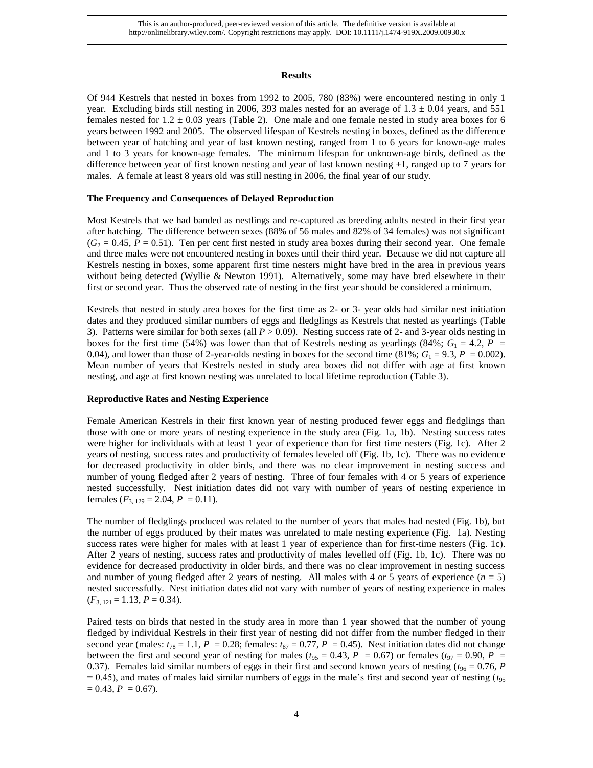## Results

Of 944 Kestrels that nested in boxes from 1992 to 2005, 780 (83%) were encountered nesting in only 1 year. Excluding birds still nesting in 2006, 393 males nested for an average of $1.3 \pm 0.04$ years, and 551 females nested for $1.2 \pm 0.03$ years (Table 2). One male and one female nested in study area boxes for 6 years between 1992 and 2005. The observed lifespan of Kestrels nesting in boxes, defined as the difference between year of hatching and year of last known nesting, ranged from 1 to 6 years for known-age males and 1 to 3 years for known-age females. The minimum lifespan for unknown-age birds, defined as the difference between year of first known nesting and year of last known nesting +1, ranged up to 7 years for males. A female at least 8 years old was still nesting in 2006, the final year of our study.

### The Frequency and Consequences of Delayed Reproduction

Most Kestrels that we had banded as nestlings and re-captured as breeding adults nested in their first year after hatching. The difference between sexes (88% of 56 males and 82% of 34 females) was not significant ($G_2 = 0.45$, $P = 0.51$). Ten per cent first nested in study area boxes during their second year. One female and three males were not encountered nesting in boxes until their third year. Because we did not capture all Kestrels nesting in boxes, some apparent first time nesters might have bred in the area in previous years without being detected (Wyllie & Newton 1991). Alternatively, some may have bred elsewhere in their first or second year. Thus the observed rate of nesting in the first year should be considered a minimum.

Kestrels that nested in study area boxes for the first time as 2- or 3- year olds had similar nest initiation dates and they produced similar numbers of eggs and fledglings as Kestrels that nested as yearlings (Table 3). Patterns were similar for both sexes (all $P > 0.09$). Nesting success rate of 2- and 3-year olds nesting in boxes for the first time (54%) was lower than that of Kestrels nesting as yearlings (84%; $G_1 = 4.2$, $P = 0.04$), and lower than those of 2-year-olds nesting in boxes for the second time (81%; $G_1 = 9.3$, $P = 0.002$). Mean number of years that Kestrels nested in study area boxes did not differ with age at first known nesting, and age at first known nesting was unrelated to local lifetime reproduction (Table 3).

### Reproductive Rates and Nesting Experience

Female American Kestrels in their first known year of nesting produced fewer eggs and fledglings than those with one or more years of nesting experience in the study area (Fig. 1a, 1b). Nesting success rates were higher for individuals with at least 1 year of experience than for first time nesters (Fig. 1c). After 2 years of nesting, success rates and productivity of females leveled off (Fig. 1b, 1c). There was no evidence for decreased productivity in older birds, and there was no clear improvement in nesting success and number of young fledged after 2 years of nesting. Three of four females with 4 or 5 years of experience nested successfully. Nest initiation dates did not vary with number of years of nesting experience in females ($F_{3, 129} = 2.04$, $P = 0.11$).

The number of fledglings produced was related to the number of years that males had nested (Fig. 1b), but the number of eggs produced by their mates was unrelated to male nesting experience (Fig. 1a). Nesting success rates were higher for males with at least 1 year of experience than for first-time nesters (Fig. 1c). After 2 years of nesting, success rates and productivity of males levelled off (Fig. 1b, 1c). There was no evidence for decreased productivity in older birds, and there was no clear improvement in nesting success and number of young fledged after 2 years of nesting. All males with 4 or 5 years of experience ($n = 5$) nested successfully. Nest initiation dates did not vary with number of years of nesting experience in males ($F_{3, 121} = 1.13$, $P = 0.34$).

Paired tests on birds that nested in the study area in more than 1 year showed that the number of young fledged by individual Kestrels in their first year of nesting did not differ from the number fledged in their second year (males: $t_{78} = 1.1$, $P = 0.28$; females: $t_{87} = 0.77$, $P = 0.45$). Nest initiation dates did not change between the first and second year of nesting for males ($t_{95} = 0.43$, $P = 0.67$) or females ($t_{97} = 0.90$, $P = 0.37$). Females laid similar numbers of eggs in their first and second known years of nesting ($t_{96} = 0.76$, $P = 0.45$), and mates of males laid similar numbers of eggs in the male's first and second year of nesting ($t_{95} = 0.43$, $P = 0.67$).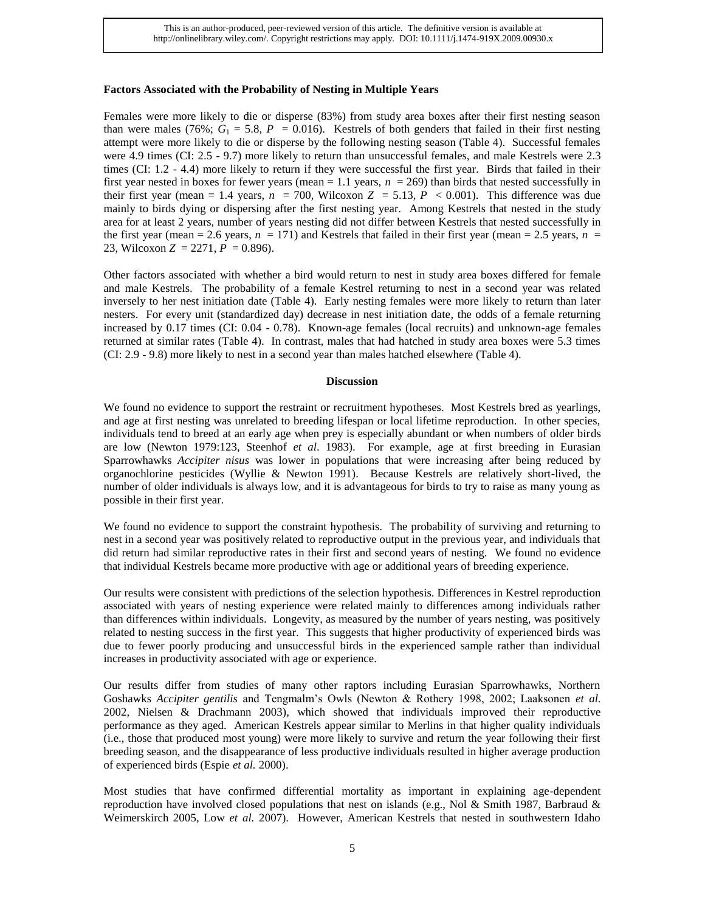**Factors Associated with the Probability of Nesting in Multiple Years**

Females were more likely to die or disperse (83%) from study area boxes after their first nesting season than were males (76%; $G_1 = 5.8$, $P = 0.016$). Kestrels of both genders that failed in their first nesting attempt were more likely to die or disperse by the following nesting season (Table 4). Successful females were 4.9 times (CI: 2.5 - 9.7) more likely to return than unsuccessful females, and male Kestrels were 2.3 times (CI: 1.2 - 4.4) more likely to return if they were successful the first year. Birds that failed in their first year nested in boxes for fewer years (mean = 1.1 years, $n = 269$) than birds that nested successfully in their first year (mean = 1.4 years, $n = 700$, Wilcoxon $Z = 5.13$, $P < 0.001$). This difference was due mainly to birds dying or dispersing after the first nesting year. Among Kestrels that nested in the study area for at least 2 years, number of years nesting did not differ between Kestrels that nested successfully in the first year (mean = 2.6 years, $n = 171$) and Kestrels that failed in their first year (mean = 2.5 years, $n = 23$, Wilcoxon $Z = 2271$, $P = 0.896$).

Other factors associated with whether a bird would return to nest in study area boxes differed for female and male Kestrels. The probability of a female Kestrel returning to nest in a second year was related inversely to her nest initiation date (Table 4). Early nesting females were more likely to return than later nesters. For every unit (standardized day) decrease in nest initiation date, the odds of a female returning increased by 0.17 times (CI: 0.04 - 0.78). Known-age females (local recruits) and unknown-age females returned at similar rates (Table 4). In contrast, males that had hatched in study area boxes were 5.3 times (CI: 2.9 - 9.8) more likely to nest in a second year than males hatched elsewhere (Table 4).

## Discussion

We found no evidence to support the restraint or recruitment hypotheses. Most Kestrels bred as yearlings, and age at first nesting was unrelated to breeding lifespan or local lifetime reproduction. In other species, individuals tend to breed at an early age when prey is especially abundant or when numbers of older birds are low (Newton 1979:123, Steenhof *et al.* 1983). For example, age at first breeding in Eurasian Sparrowhawks *Accipiter nisus* was lower in populations that were increasing after being reduced by organochlorine pesticides (Wyllie & Newton 1991). Because Kestrels are relatively short-lived, the number of older individuals is always low, and it is advantageous for birds to try to raise as many young as possible in their first year.

We found no evidence to support the constraint hypothesis. The probability of surviving and returning to nest in a second year was positively related to reproductive output in the previous year, and individuals that did return had similar reproductive rates in their first and second years of nesting. We found no evidence that individual Kestrels became more productive with age or additional years of breeding experience.

Our results were consistent with predictions of the selection hypothesis. Differences in Kestrel reproduction associated with years of nesting experience were related mainly to differences among individuals rather than differences within individuals. Longevity, as measured by the number of years nesting, was positively related to nesting success in the first year. This suggests that higher productivity of experienced birds was due to fewer poorly producing and unsuccessful birds in the experienced sample rather than individual increases in productivity associated with age or experience.

Our results differ from studies of many other raptors including Eurasian Sparrowhawks, Northern Goshawks *Accipiter gentilis* and Tengmalm's Owls (Newton & Rothery 1998, 2002; Laaksonen *et al.* 2002, Nielsen & Drachmann 2003), which showed that individuals improved their reproductive performance as they aged. American Kestrels appear similar to Merlins in that higher quality individuals (i.e., those that produced most young) were more likely to survive and return the year following their first breeding season, and the disappearance of less productive individuals resulted in higher average production of experienced birds (Espie *et al.* 2000).

Most studies that have confirmed differential mortality as important in explaining age-dependent reproduction have involved closed populations that nest on islands (e.g., Nol & Smith 1987, Barbraud & Weimerskirch 2005, Low *et al.* 2007). However, American Kestrels that nested in southwestern Idaho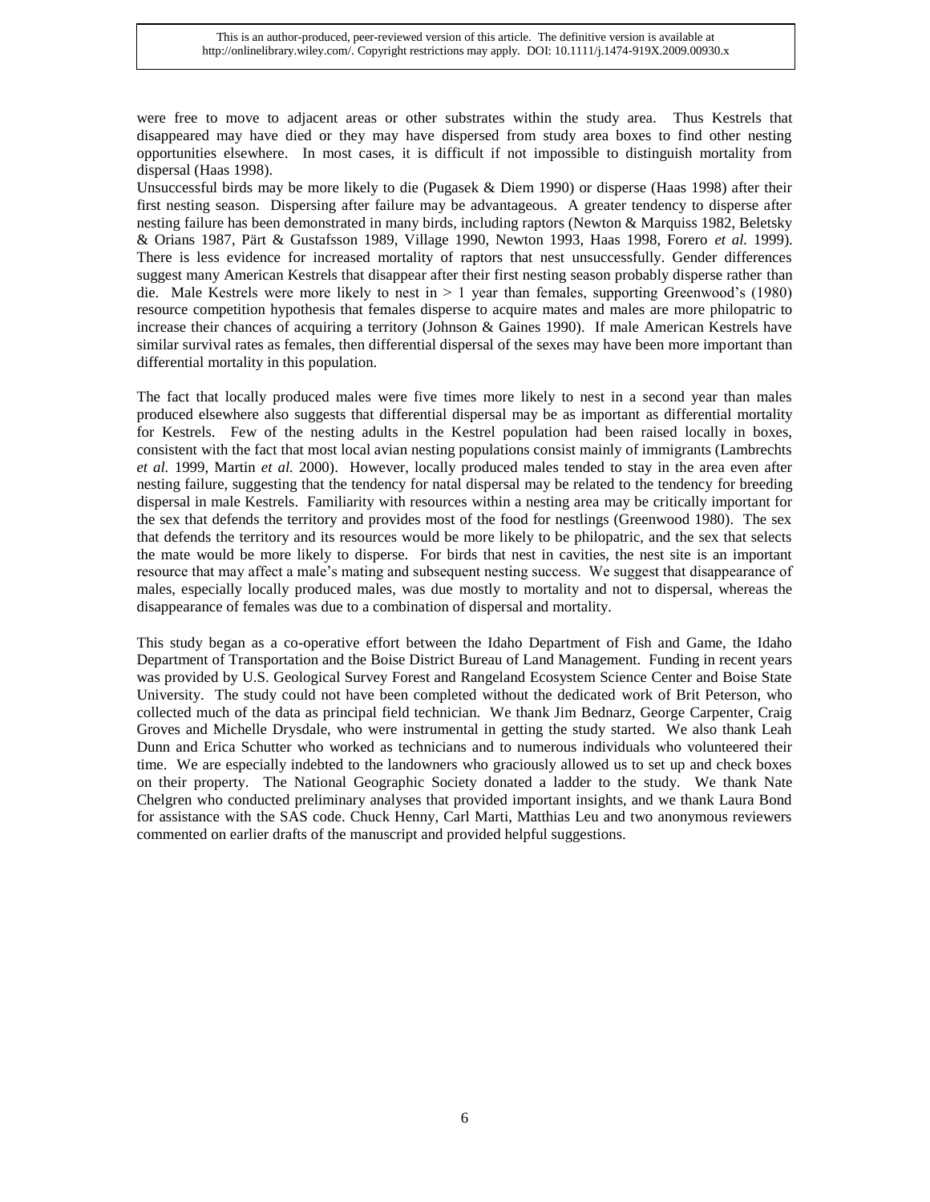were free to move to adjacent areas or other substrates within the study area. Thus Kestrels that disappeared may have died or they may have dispersed from study area boxes to find other nesting opportunities elsewhere. In most cases, it is difficult if not impossible to distinguish mortality from dispersal (Haas 1998).

Unsuccessful birds may be more likely to die (Pugasek & Diem 1990) or disperse (Haas 1998) after their first nesting season. Dispersing after failure may be advantageous. A greater tendency to disperse after nesting failure has been demonstrated in many birds, including raptors (Newton & Marquiss 1982, Beletsky & Orians 1987, Pärt & Gustafsson 1989, Village 1990, Newton 1993, Haas 1998, Forero *et al.* 1999). There is less evidence for increased mortality of raptors that nest unsuccessfully. Gender differences suggest many American Kestrels that disappear after their first nesting season probably disperse rather than die. Male Kestrels were more likely to nest in $> 1$ year than females, supporting Greenwood's (1980) resource competition hypothesis that females disperse to acquire mates and males are more philopatric to increase their chances of acquiring a territory (Johnson & Gaines 1990). If male American Kestrels have similar survival rates as females, then differential dispersal of the sexes may have been more important than differential mortality in this population.

The fact that locally produced males were five times more likely to nest in a second year than males produced elsewhere also suggests that differential dispersal may be as important as differential mortality for Kestrels. Few of the nesting adults in the Kestrel population had been raised locally in boxes, consistent with the fact that most local avian nesting populations consist mainly of immigrants (Lambrechts *et al.* 1999, Martin *et al.* 2000). However, locally produced males tended to stay in the area even after nesting failure, suggesting that the tendency for natal dispersal may be related to the tendency for breeding dispersal in male Kestrels. Familiarity with resources within a nesting area may be critically important for the sex that defends the territory and provides most of the food for nestlings (Greenwood 1980). The sex that defends the territory and its resources would be more likely to be philopatric, and the sex that selects the mate would be more likely to disperse. For birds that nest in cavities, the nest site is an important resource that may affect a male's mating and subsequent nesting success. We suggest that disappearance of males, especially locally produced males, was due mostly to mortality and not to dispersal, whereas the disappearance of females was due to a combination of dispersal and mortality.

This study began as a co-operative effort between the Idaho Department of Fish and Game, the Idaho Department of Transportation and the Boise District Bureau of Land Management. Funding in recent years was provided by U.S. Geological Survey Forest and Rangeland Ecosystem Science Center and Boise State University. The study could not have been completed without the dedicated work of Brit Peterson, who collected much of the data as principal field technician. We thank Jim Bednarz, George Carpenter, Craig Groves and Michelle Drysdale, who were instrumental in getting the study started. We also thank Leah Dunn and Erica Schutter who worked as technicians and to numerous individuals who volunteered their time. We are especially indebted to the landowners who graciously allowed us to set up and check boxes on their property. The National Geographic Society donated a ladder to the study. We thank Nate Chelgren who conducted preliminary analyses that provided important insights, and we thank Laura Bond for assistance with the SAS code. Chuck Henny, Carl Marti, Matthias Leu and two anonymous reviewers commented on earlier drafts of the manuscript and provided helpful suggestions.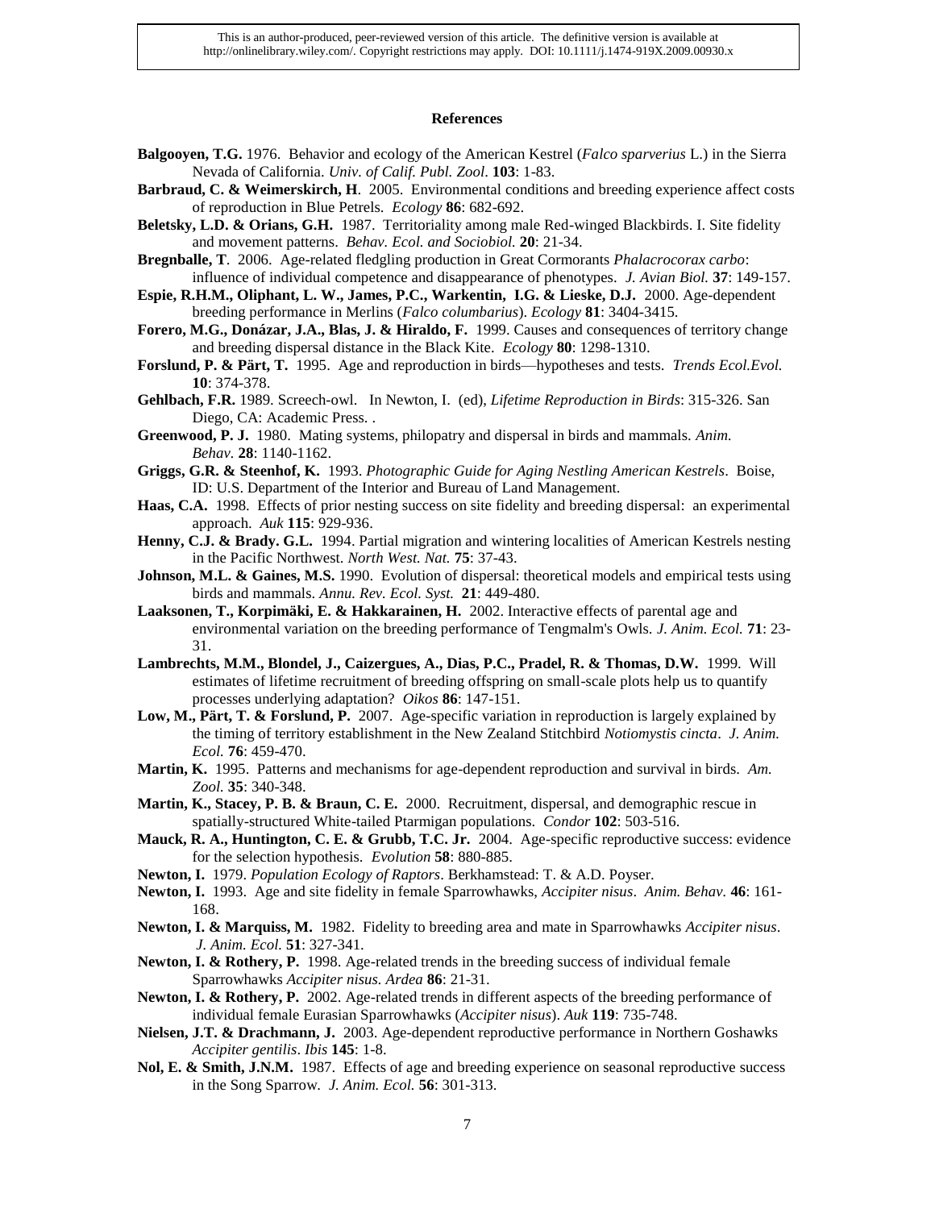## References

**Balgooyen, T.G.** 1976. Behavior and ecology of the American Kestrel (*Falco sparverius* L.) in the Sierra Nevada of California. *Univ. of Calif. Publ. Zool*. **103**: 1-83.

**Barbraud, C. & Weimerskirch, H**. 2005. Environmental conditions and breeding experience affect costs of reproduction in Blue Petrels. *Ecology* **86**: 682-692.

**Beletsky, L.D. & Orians, G.H.** 1987. Territoriality among male Red-winged Blackbirds. I. Site fidelity and movement patterns. *Behav. Ecol. and Sociobiol.* **20**: 21-34.

**Bregnballe, T**. 2006. Age-related fledgling production in Great Cormorants *Phalacrocorax carbo*: influence of individual competence and disappearance of phenotypes. *J. Avian Biol.* **37**: 149-157.

**Espie, R.H.M., Oliphant, L. W., James, P.C., Warkentin, I.G. & Lieske, D.J.** 2000. Age-dependent breeding performance in Merlins (*Falco columbarius*). *Ecology* **81**: 3404-3415.

**Forero, M.G., Donázar, J.A., Blas, J. & Hiraldo, F.** 1999. Causes and consequences of territory change and breeding dispersal distance in the Black Kite. *Ecology* **80**: 1298-1310.

**Forslund, P. & Pärt, T.** 1995. Age and reproduction in birds—hypotheses and tests. *Trends Ecol.Evol.* **10**: 374-378.

**Gehlbach, F.R.** 1989. Screech-owl. In Newton, I. (ed), *Lifetime Reproduction in Birds*: 315-326. San Diego, CA: Academic Press. .

**Greenwood, P. J.** 1980. Mating systems, philopatry and dispersal in birds and mammals. *Anim. Behav.* **28**: 1140-1162.

**Griggs, G.R. & Steenhof, K.** 1993. *Photographic Guide for Aging Nestling American Kestrels*. Boise, ID: U.S. Department of the Interior and Bureau of Land Management.

**Haas, C.A.** 1998. Effects of prior nesting success on site fidelity and breeding dispersal: an experimental approach. *Auk* **115**: 929-936.

**Henny, C.J. & Brady. G.L.** 1994. Partial migration and wintering localities of American Kestrels nesting in the Pacific Northwest. *North West. Nat.* **75**: 37-43.

**Johnson, M.L. & Gaines, M.S.** 1990. Evolution of dispersal: theoretical models and empirical tests using birds and mammals. *Annu. Rev. Ecol. Syst.* **21**: 449-480.

**Laaksonen, T., Korpimäki, E. & Hakkarainen, H.** 2002. Interactive effects of parental age and environmental variation on the breeding performance of Tengmalm's Owls. *J. Anim. Ecol.* **71**: 23-31.

**Lambrechts, M.M., Blondel, J., Caizergues, A., Dias, P.C., Pradel, R. & Thomas, D.W.** 1999. Will estimates of lifetime recruitment of breeding offspring on small-scale plots help us to quantify processes underlying adaptation? *Oikos* **86**: 147-151.

**Low, M., Pärt, T. & Forslund, P.** 2007. Age-specific variation in reproduction is largely explained by the timing of territory establishment in the New Zealand Stitchbird *Notiomystis cincta*. *J. Anim. Ecol.* **76**: 459-470.

**Martin, K.** 1995. Patterns and mechanisms for age-dependent reproduction and survival in birds. *Am. Zool.* **35**: 340-348.

**Martin, K., Stacey, P. B. & Braun, C. E.** 2000. Recruitment, dispersal, and demographic rescue in spatially-structured White-tailed Ptarmigan populations. *Condor* **102**: 503-516.

**Mauck, R. A., Huntington, C. E. & Grubb, T.C. Jr.** 2004. Age-specific reproductive success: evidence for the selection hypothesis. *Evolution* **58**: 880-885.

**Newton, I.** 1979. *Population Ecology of Raptors*. Berkhamstead: T. & A.D. Poyser.

**Newton, I.** 1993. Age and site fidelity in female Sparrowhawks, *Accipiter nisus*. *Anim. Behav.* **46**: 161-168.

**Newton, I. & Marquiss, M.** 1982. Fidelity to breeding area and mate in Sparrowhawks *Accipiter nisus*. *J. Anim. Ecol.* **51**: 327-341.

**Newton, I. & Rothery, P.** 1998. Age-related trends in the breeding success of individual female Sparrowhawks *Accipiter nisus*. *Ardea* **86**: 21-31.

**Newton, I. & Rothery, P.** 2002. Age-related trends in different aspects of the breeding performance of individual female Eurasian Sparrowhawks (*Accipiter nisus*). *Auk* **119**: 735-748.

**Nielsen, J.T. & Drachmann, J.** 2003. Age-dependent reproductive performance in Northern Goshawks *Accipiter gentilis*. *Ibis* **145**: 1-8.

**Nol, E. & Smith, J.N.M.** 1987. Effects of age and breeding experience on seasonal reproductive success in the Song Sparrow. *J. Anim. Ecol.* **56**: 301-313.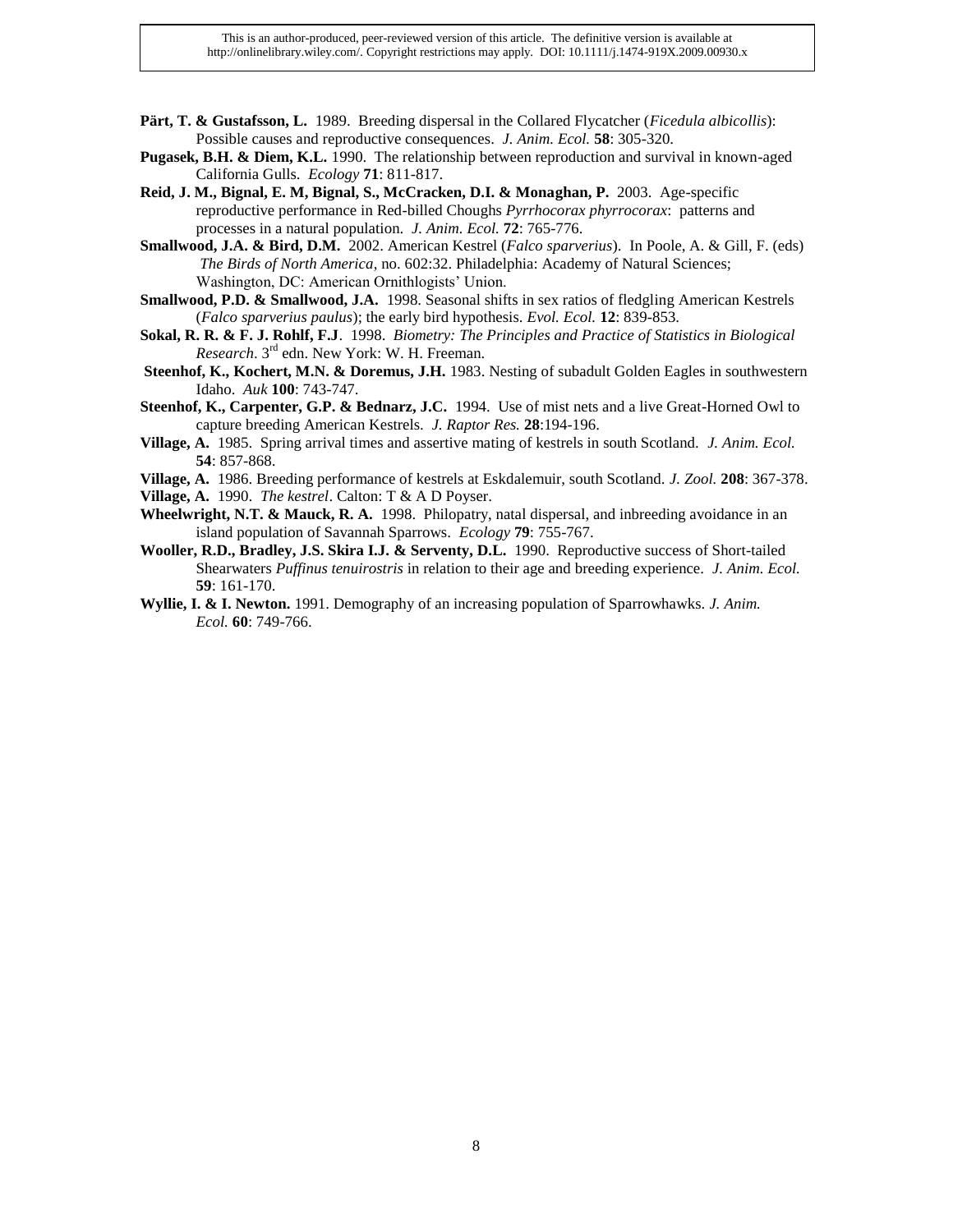**Pärt, T. & Gustafsson, L.** 1989. Breeding dispersal in the Collared Flycatcher (*Ficedula albicollis*): Possible causes and reproductive consequences. *J. Anim. Ecol.* **58**: 305-320.

**Pugasek, B.H. & Diem, K.L.** 1990. The relationship between reproduction and survival in known-aged California Gulls. *Ecology* **71**: 811-817.

**Reid, J. M., Bignal, E. M, Bignal, S., McCracken, D.I. & Monaghan, P.** 2003. Age-specific reproductive performance in Red-billed Choughs *Pyrrhocorax phyrrocorax*: patterns and processes in a natural population. *J. Anim. Ecol.* **72**: 765-776.

**Smallwood, J.A. & Bird, D.M.** 2002. American Kestrel (*Falco sparverius*). In Poole, A. & Gill, F. (eds) *The Birds of North America*, no. 602:32. Philadelphia: Academy of Natural Sciences; Washington, DC: American Ornithlogists' Union.

**Smallwood, P.D. & Smallwood, J.A.** 1998. Seasonal shifts in sex ratios of fledgling American Kestrels (*Falco sparverius paulus*); the early bird hypothesis. *Evol. Ecol.* **12**: 839-853.

**Sokal, R. R. & F. J. Rohlf, F.J**. 1998. *Biometry: The Principles and Practice of Statistics in Biological Research*. 3rd edn. New York: W. H. Freeman.

**Steenhof, K., Kochert, M.N. & Doremus, J.H.** 1983. Nesting of subadult Golden Eagles in southwestern Idaho. *Auk* **100**: 743-747.

**Steenhof, K., Carpenter, G.P. & Bednarz, J.C.** 1994. Use of mist nets and a live Great-Horned Owl to capture breeding American Kestrels. *J. Raptor Res.* **28**:194-196.

**Village, A.** 1985. Spring arrival times and assertive mating of kestrels in south Scotland. *J. Anim. Ecol.* **54**: 857-868.

**Village, A.** 1986. Breeding performance of kestrels at Eskdalemuir, south Scotland. *J. Zool.* **208**: 367-378.

**Village, A.** 1990. *The kestrel*. Calton: T & A D Poyser.

**Wheelwright, N.T. & Mauck, R. A.** 1998. Philopatry, natal dispersal, and inbreeding avoidance in an island population of Savannah Sparrows. *Ecology* **79**: 755-767.

**Wooller, R.D., Bradley, J.S. Skira I.J. & Serventy, D.L.** 1990. Reproductive success of Short-tailed Shearwaters *Puffinus tenuirostris* in relation to their age and breeding experience. *J. Anim. Ecol.* **59**: 161-170.

**Wyllie, I. & I. Newton.** 1991. Demography of an increasing population of Sparrowhawks. *J. Anim. Ecol.* **60**: 749-766.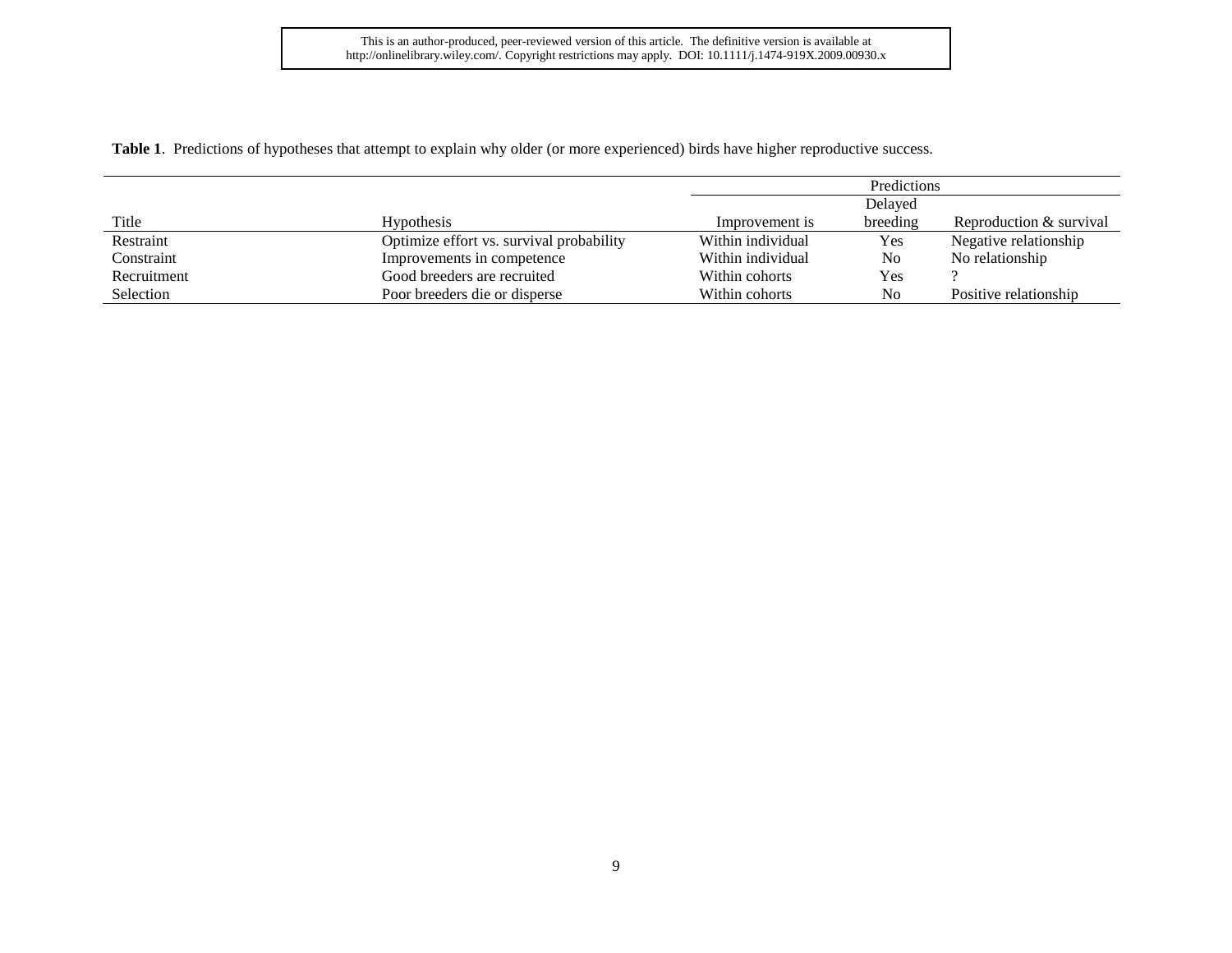**Table 1**. Predictions of hypotheses that attempt to explain why older (or more experienced) birds have higher reproductive success.

| | | Predictions | | |
|---|---|---|---|---|
| Title | Hypothesis | Improvement is | Delayed breeding | Reproduction & survival |
| Restraint | Optimize effort vs. survival probability | Within individual | Yes | Negative relationship |
| Constraint | Improvements in competence | Within individual | No | No relationship |
| Recruitment | Good breeders are recruited | Within cohorts | Yes | ? |
| Selection | Poor breeders die or disperse | Within cohorts | No | Positive relationship |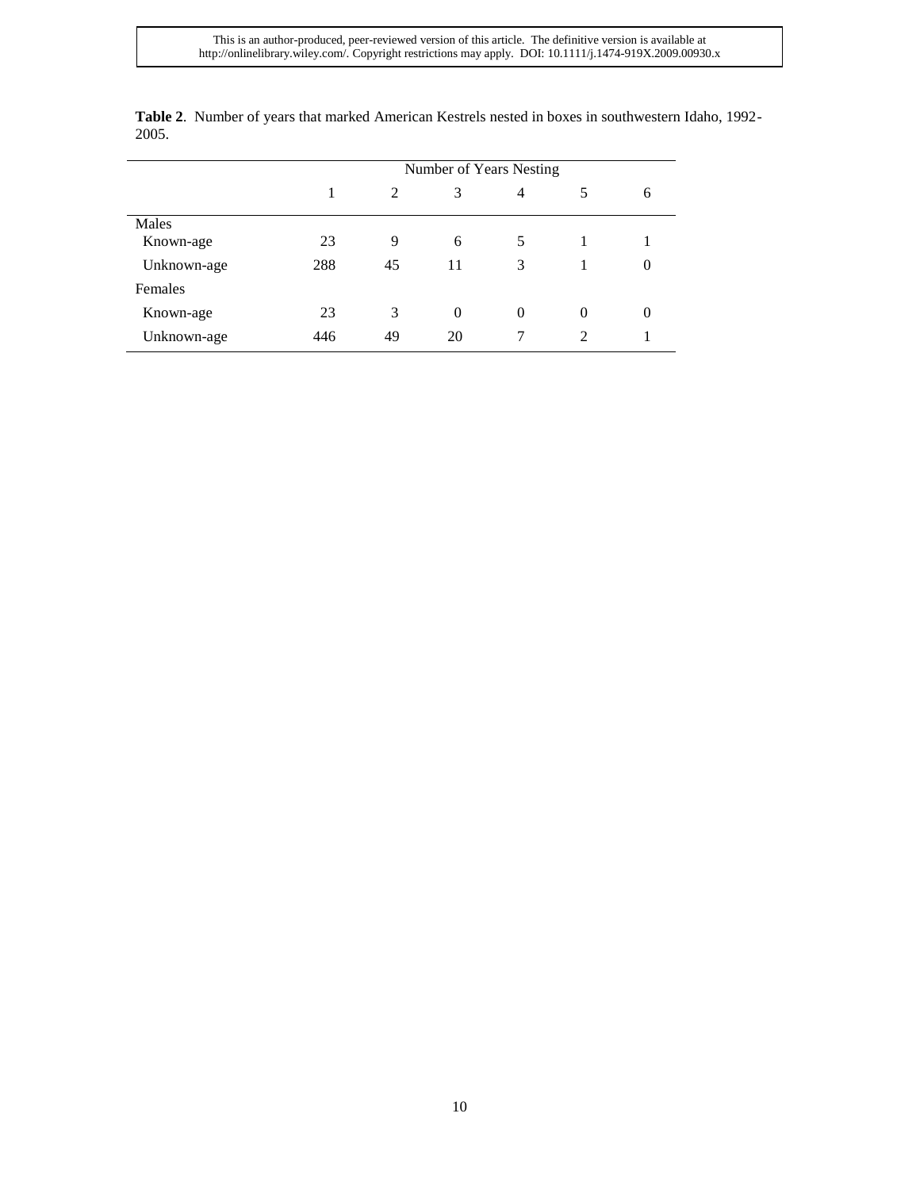**Table 2**. Number of years that marked American Kestrels nested in boxes in southwestern Idaho, 1992-2005.

| | Number of Years Nesting | | | | | |
|---|---|---|---|---|---|---|
| | 1 | 2 | 3 | 4 | 5 | 6 |
| Males | | | | | | |
| Known-age | 23 | 9 | 6 | 5 | 1 | 1 |
| Unknown-age | 288 | 45 | 11 | 3 | 1 | 0 |
| Females | | | | | | |
| Known-age | 23 | 3 | 0 | 0 | 0 | 0 |
| Unknown-age | 446 | 49 | 20 | 7 | 2 | 1 |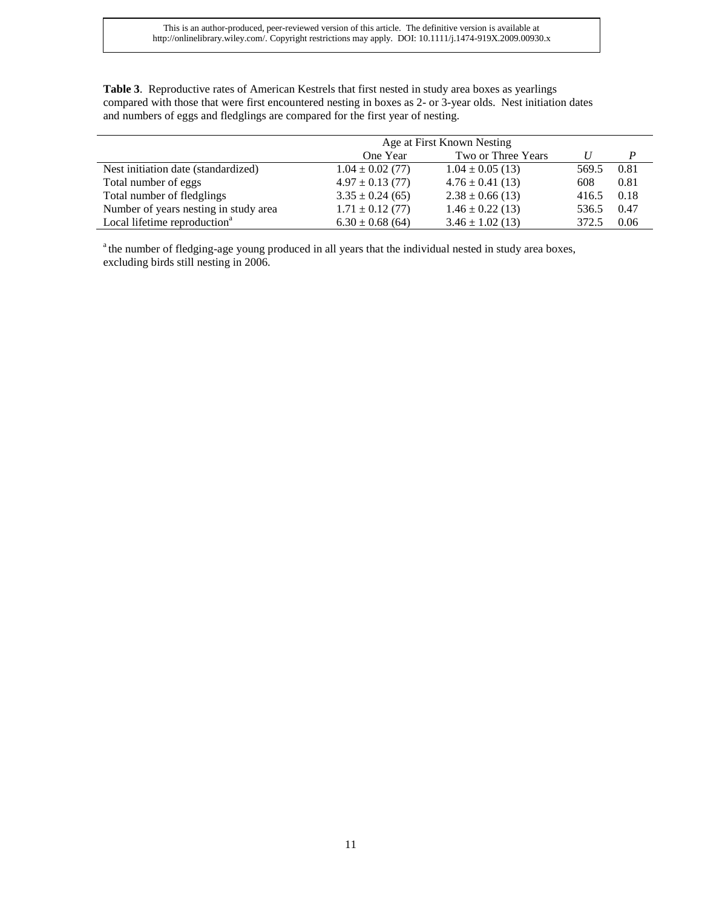**Table 3**. Reproductive rates of American Kestrels that first nested in study area boxes as yearlings compared with those that were first encountered nesting in boxes as 2- or 3-year olds. Nest initiation dates and numbers of eggs and fledglings are compared for the first year of nesting.

| | Age at First Known Nesting | | | |
|---|---|---|---|---|
| | One Year | Two or Three Years | *U* | *P* |
| Nest initiation date (standardized) | 1.04 ± 0.02 (77) | 1.04 ± 0.05 (13) | 569.5 | 0.81 |
| Total number of eggs | 4.97 ± 0.13 (77) | 4.76 ± 0.41 (13) | 608 | 0.81 |
| Total number of fledglings | 3.35 ± 0.24 (65) | 2.38 ± 0.66 (13) | 416.5 | 0.18 |
| Number of years nesting in study area | 1.71 ± 0.12 (77) | 1.46 ± 0.22 (13) | 536.5 | 0.47 |
| Local lifetime reproduction[a] | 6.30 ± 0.68 (64) | 3.46 ± 1.02 (13) | 372.5 | 0.06 |

[a] the number of fledging-age young produced in all years that the individual nested in study area boxes, excluding birds still nesting in 2006.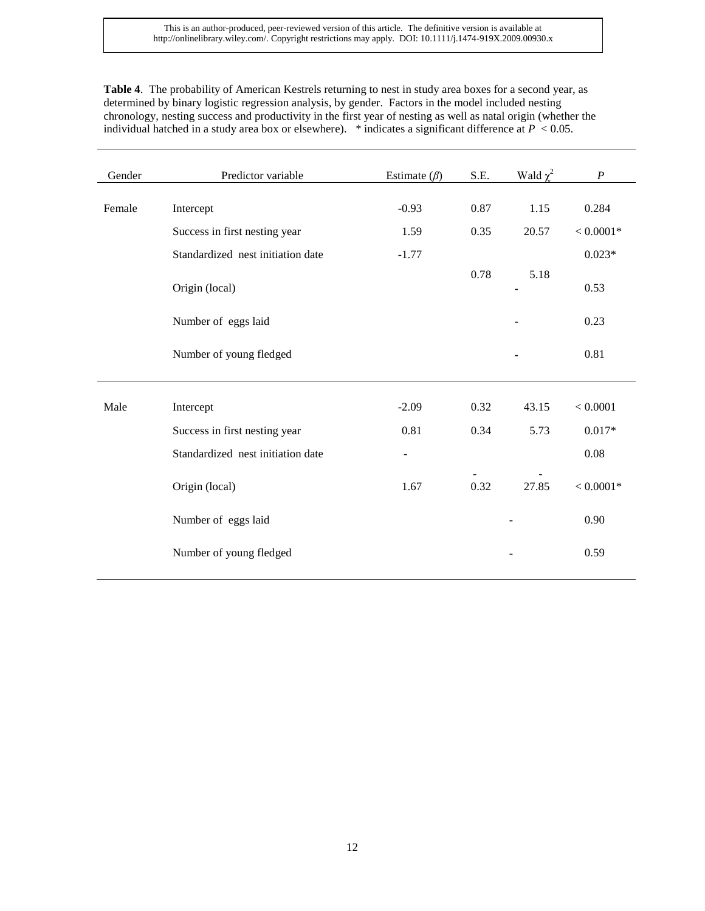**Table 4**. The probability of American Kestrels returning to nest in study area boxes for a second year, as determined by binary logistic regression analysis, by gender. Factors in the model included nesting chronology, nesting success and productivity in the first year of nesting as well as natal origin (whether the individual hatched in a study area box or elsewhere). * indicates a significant difference at $P < 0.05$.

| Gender | Predictor variable | Estimate ($\beta$) | S.E. | Wald $\chi^2$ | $P$ |
|---|---|---|---|---|---|
| Female | Intercept | -0.93 | 0.87 | 1.15 | 0.284 |
| | Success in first nesting year | 1.59 | 0.35 | 20.57 | < 0.0001* |
| | Standardized nest initiation date | -1.77 | 0.78 | 5.18 | 0.023* |
| | Origin (local) | | | - | 0.53 |
| | Number of eggs laid | | | - | 0.23 |
| | Number of young fledged | | | - | 0.81 |
| Male | Intercept | -2.09 | 0.32 | 43.15 | < 0.0001 |
| | Success in first nesting year | 0.81 | 0.34 | 5.73 | 0.017* |
| | Standardized nest initiation date | - | - | - | 0.08 |
| | Origin (local) | 1.67 | 0.32 | 27.85 | < 0.0001* |
| | Number of eggs laid | | | - | 0.90 |
| | Number of young fledged | | | - | 0.59 |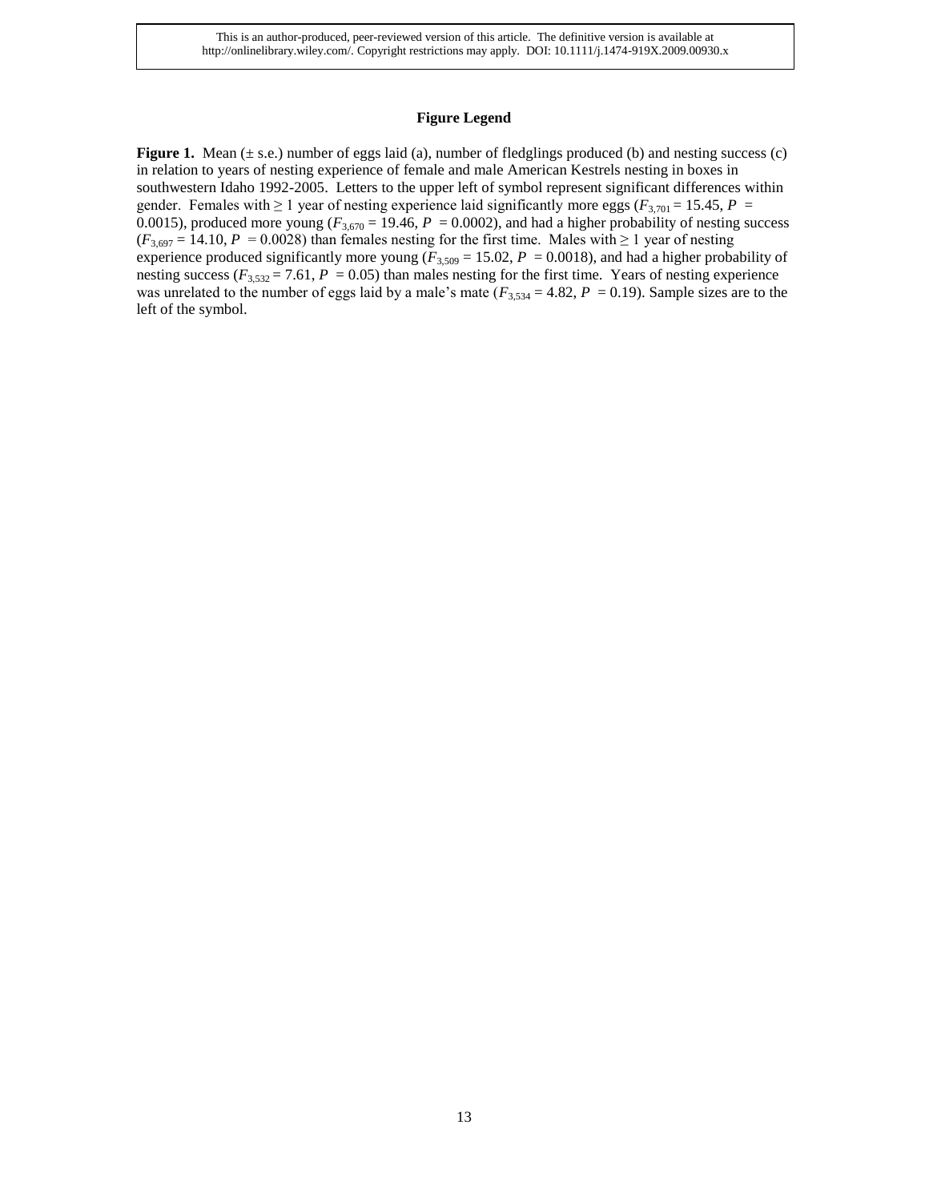**Figure Legend**

**Figure 1.** Mean (± s.e.) number of eggs laid (a), number of fledglings produced (b) and nesting success (c) in relation to years of nesting experience of female and male American Kestrels nesting in boxes in southwestern Idaho 1992-2005. Letters to the upper left of symbol represent significant differences within gender. Females with ≥ 1 year of nesting experience laid significantly more eggs ($F_{3,701} = 15.45$, $P = 0.0015$), produced more young ($F_{3,670} = 19.46$, $P = 0.0002$), and had a higher probability of nesting success ($F_{3,697} = 14.10$, $P = 0.0028$) than females nesting for the first time. Males with ≥ 1 year of nesting experience produced significantly more young ($F_{3,509} = 15.02$, $P = 0.0018$), and had a higher probability of nesting success ($F_{3,532} = 7.61$, $P = 0.05$) than males nesting for the first time. Years of nesting experience was unrelated to the number of eggs laid by a male's mate ($F_{3,534} = 4.82$, $P = 0.19$). Sample sizes are to the left of the symbol.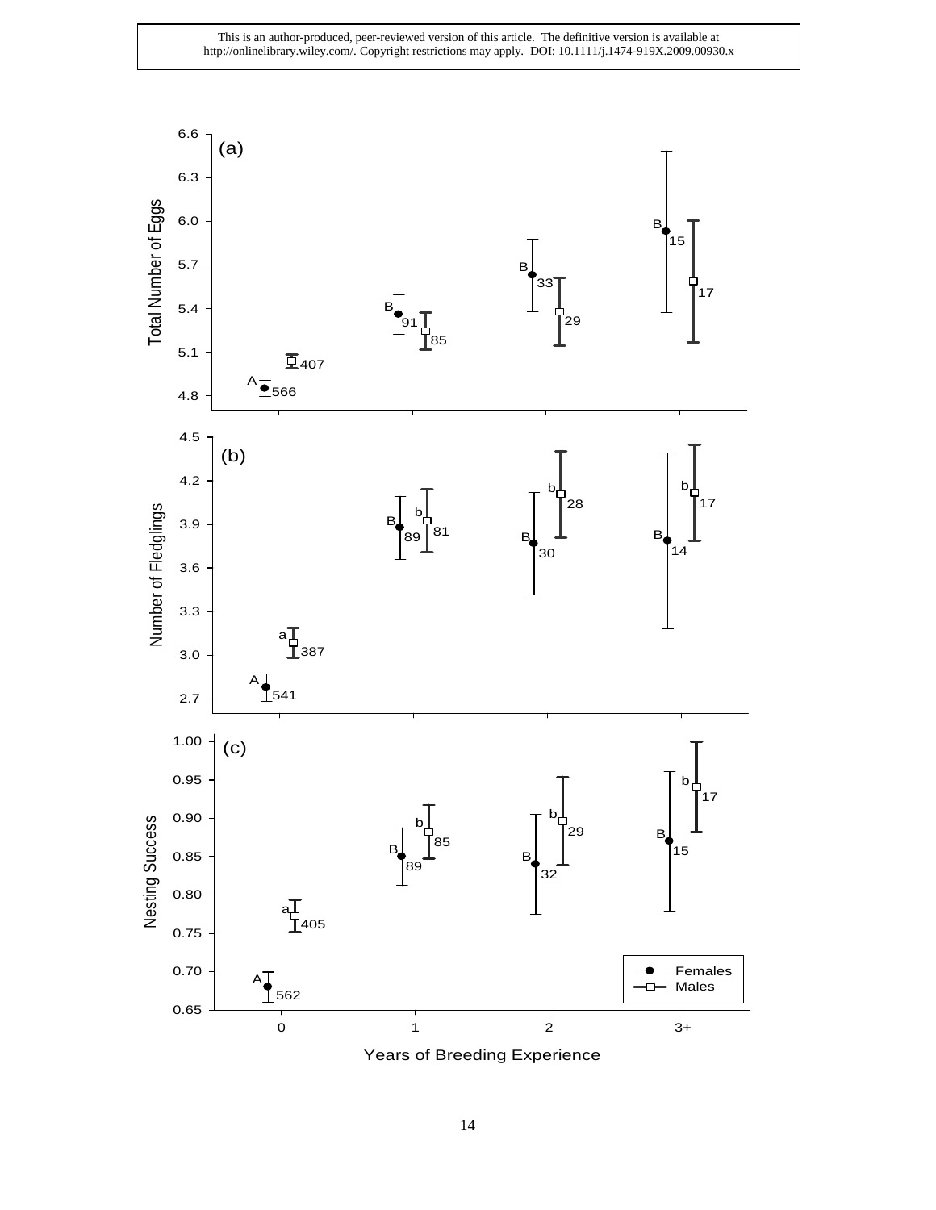(a)

Total Number of Eggs

6.6
6.3
6.0
5.7
5.4
5.1
4.8

A 566
407
B 91
85
B 33
29
B 15
17

(b)

Number of Fledglings

4.5
4.2
3.9
3.6
3.3
3.0
2.7

A 541
a 387
B 89
b 81
B 30
b 28
B 14
b 17

(c)

Nesting Success

1.00
0.95
0.90
0.85
0.80
0.75
0.70
0.65

A 562
a 405
B 89
b 85
B 32
b 29
B 15
b 17

Females
Males

0
1
2
3+

Years of Breeding Experience